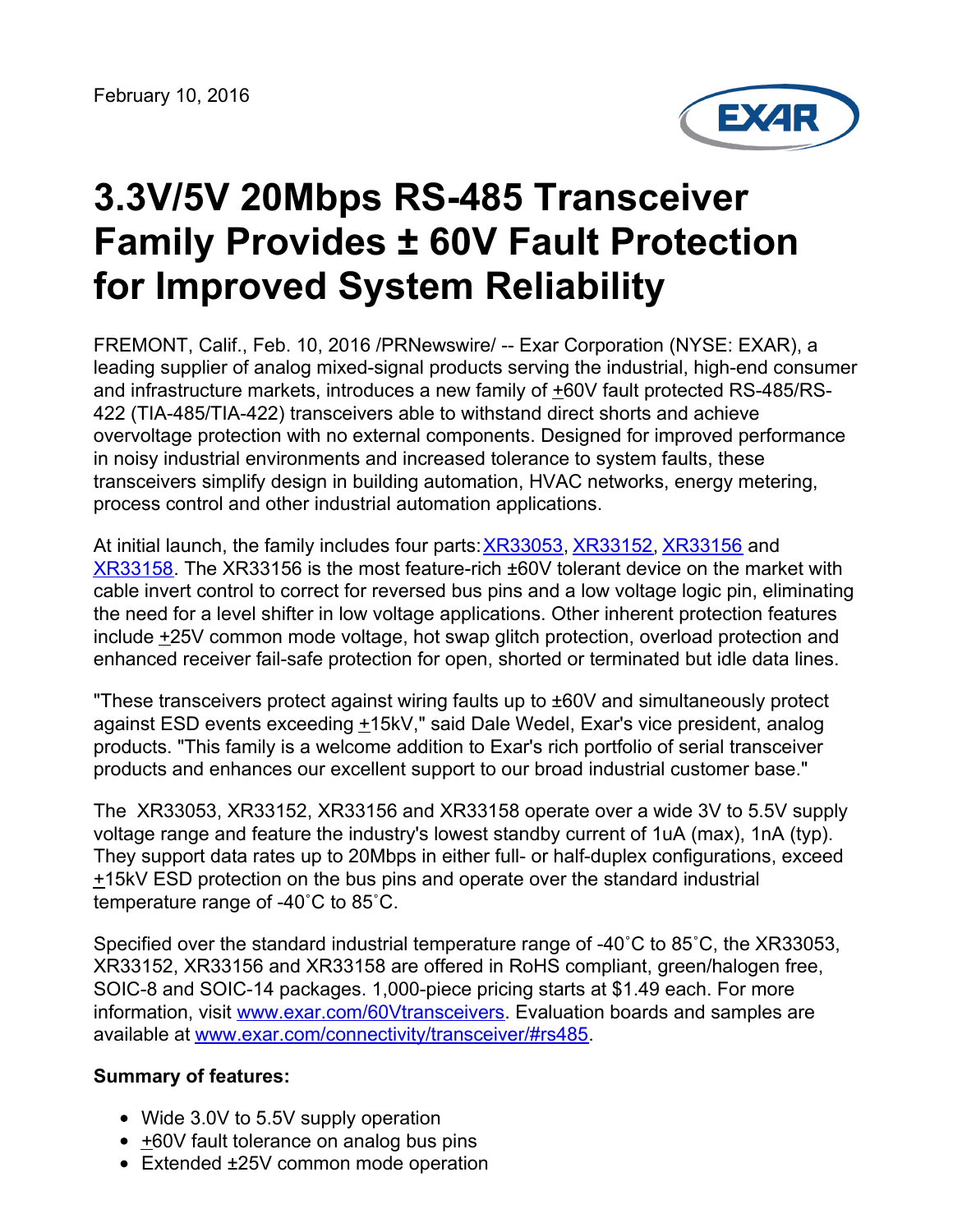February 10, 2016

# 3.3V/5V 20Mbps RS-485 Transceiver Family Provides ± 60V Fault Protection for Improved System Reliability

FREMONT, Calif., Feb. 10, 2016 /PRNewswire/ -- Exar Corporation (NYSE: EXAR), a leading supplier of analog mixed-signal products serving the industrial, high-end consumer and infrastructure markets, introduces a new family of +60V fault protected RS-485/RS-422 (TIA-485/TIA-422) transceivers able to withstand direct shorts and achieve overvoltage protection with no external components. Designed for improved performance in noisy industrial environments and increased tolerance to system faults, these transceivers simplify design in building automation, HVAC networks, energy metering, process control and other industrial automation applications.

At initial launch, the family includes four parts: XR33053, XR33152, XR33156 and XR33158. The XR33156 is the most feature-rich ±60V tolerant device on the market with cable invert control to correct for reversed bus pins and a low voltage logic pin, eliminating the need for a level shifter in low voltage applications. Other inherent protection features include +25V common mode voltage, hot swap glitch protection, overload protection and enhanced receiver fail-safe protection for open, shorted or terminated but idle data lines.

"These transceivers protect against wiring faults up to ±60V and simultaneously protect against ESD events exceeding +15kV," said Dale Wedel, Exar's vice president, analog products. "This family is a welcome addition to Exar's rich portfolio of serial transceiver products and enhances our excellent support to our broad industrial customer base."

The XR33053, XR33152, XR33156 and XR33158 operate over a wide 3V to 5.5V supply voltage range and feature the industry's lowest standby current of 1uA (max), 1nA (typ). They support data rates up to 20Mbps in either full- or half-duplex configurations, exceed +15kV ESD protection on the bus pins and operate over the standard industrial temperature range of -40˚C to 85˚C.

Specified over the standard industrial temperature range of -40˚C to 85˚C, the XR33053, XR33152, XR33156 and XR33158 are offered in RoHS compliant, green/halogen free, SOIC-8 and SOIC-14 packages. 1,000-piece pricing starts at $1.49 each. For more information, visit www.exar.com/60Vtransceivers. Evaluation boards and samples are available at www.exar.com/connectivity/transceiver/#rs485.

**Summary of features:**

- Wide 3.0V to 5.5V supply operation
- +60V fault tolerance on analog bus pins
- Extended ±25V common mode operation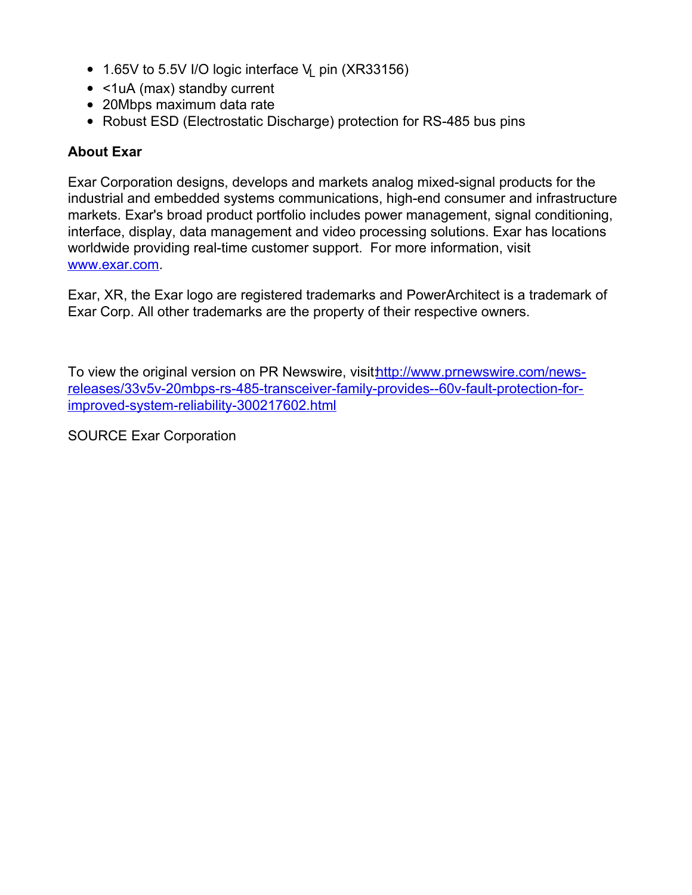- 1.65V to 5.5V I/O logic interface $V_L$ pin (XR33156)
- <1uA (max) standby current
- 20Mbps maximum data rate
- Robust ESD (Electrostatic Discharge) protection for RS-485 bus pins

**About Exar**

Exar Corporation designs, develops and markets analog mixed-signal products for the industrial and embedded systems communications, high-end consumer and infrastructure markets. Exar's broad product portfolio includes power management, signal conditioning, interface, display, data management and video processing solutions. Exar has locations worldwide providing real-time customer support. For more information, visit www.exar.com.

Exar, XR, the Exar logo are registered trademarks and PowerArchitect is a trademark of Exar Corp. All other trademarks are the property of their respective owners.

To view the original version on PR Newswire, visit: http://www.prnewswire.com/news-releases/33v5v-20mbps-rs-485-transceiver-family-provides--60v-fault-protection-for-improved-system-reliability-300217602.html

SOURCE Exar Corporation